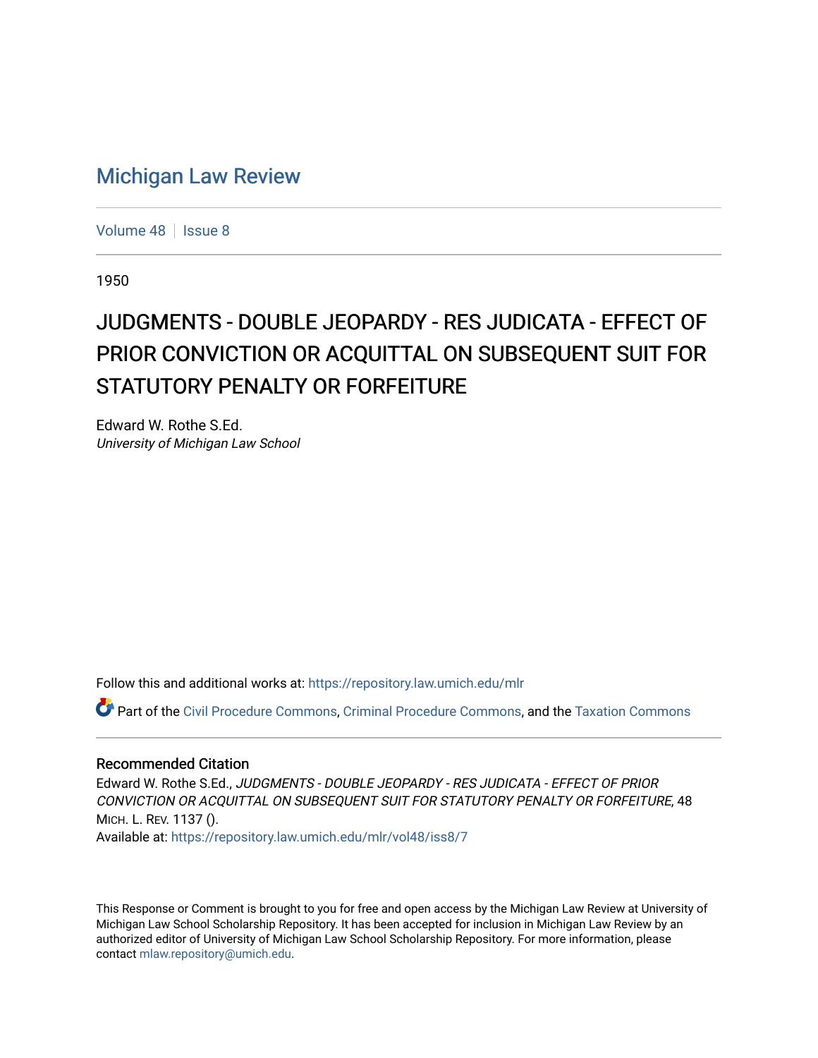# Michigan Law Review

Volume 48 | Issue 8

1950

## JUDGMENTS - DOUBLE JEOPARDY - RES JUDICATA - EFFECT OF PRIOR CONVICTION OR ACQUITTAL ON SUBSEQUENT SUIT FOR STATUTORY PENALTY OR FORFEITURE

Edward W. Rothe S.Ed.
*University of Michigan Law School*

Follow this and additional works at: https://repository.law.umich.edu/mlr

Part of the Civil Procedure Commons, Criminal Procedure Commons, and the Taxation Commons

### Recommended Citation

Edward W. Rothe S.Ed., *JUDGMENTS - DOUBLE JEOPARDY - RES JUDICATA - EFFECT OF PRIOR CONVICTION OR ACQUITTAL ON SUBSEQUENT SUIT FOR STATUTORY PENALTY OR FORFEITURE*, 48 MICH. L. REV. 1137 ().
Available at: https://repository.law.umich.edu/mlr/vol48/iss8/7

This Response or Comment is brought to you for free and open access by the Michigan Law Review at University of Michigan Law School Scholarship Repository. It has been accepted for inclusion in Michigan Law Review by an authorized editor of University of Michigan Law School Scholarship Repository. For more information, please contact mlaw.repository@umich.edu.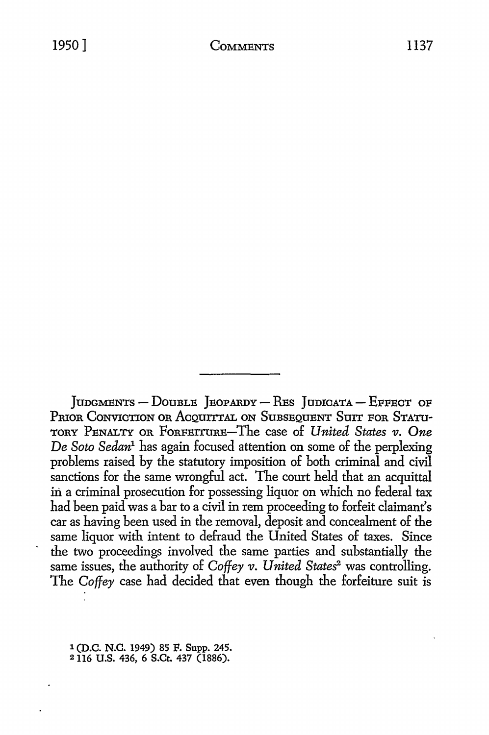JUDGMENTS — DOUBLE JEOPARDY — RES JUDICATA — EFFECT OF PRIOR CONVICTION OR ACQUITTAL ON SUBSEQUENT SUIT FOR STATUTORY PENALTY OR FORFEITURE—The case of *United States v. One De Soto Sedan*[1] has again focused attention on some of the perplexing problems raised by the statutory imposition of both criminal and civil sanctions for the same wrongful act. The court held that an acquittal in a criminal prosecution for possessing liquor on which no federal tax had been paid was a bar to a civil in rem proceeding to forfeit claimant's car as having been used in the removal, deposit and concealment of the same liquor with intent to defraud the United States of taxes. Since the two proceedings involved the same parties and substantially the same issues, the authority of *Coffey v. United States*[2] was controlling. The *Coffey* case had decided that even though the forfeiture suit is

[1] (D.C. N.C. 1949) 85 F. Supp. 245.
[2] 116 U.S. 436, 6 S.Ct. 437 (1886).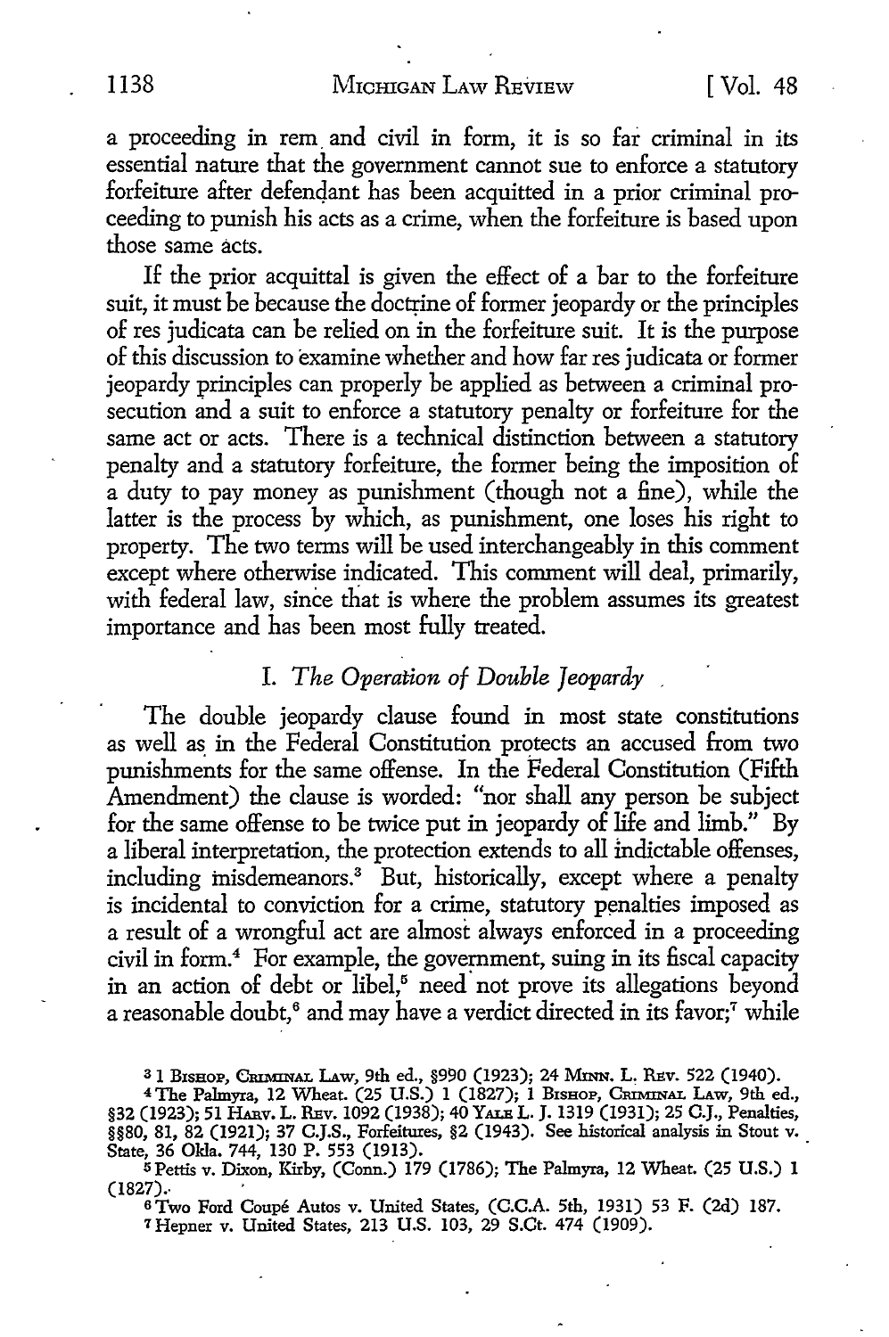a proceeding in rem and civil in form, it is so far criminal in its essential nature that the government cannot sue to enforce a statutory forfeiture after defendant has been acquitted in a prior criminal proceeding to punish his acts as a crime, when the forfeiture is based upon those same acts.

If the prior acquittal is given the effect of a bar to the forfeiture suit, it must be because the doctrine of former jeopardy or the principles of res judicata can be relied on in the forfeiture suit. It is the purpose of this discussion to examine whether and how far res judicata or former jeopardy principles can properly be applied as between a criminal prosecution and a suit to enforce a statutory penalty or forfeiture for the same act or acts. There is a technical distinction between a statutory penalty and a statutory forfeiture, the former being the imposition of a duty to pay money as punishment (though not a fine), while the latter is the process by which, as punishment, one loses his right to property. The two terms will be used interchangeably in this comment except where otherwise indicated. This comment will deal, primarily, with federal law, since that is where the problem assumes its greatest importance and has been most fully treated.

## I. *The Operation of Double Jeopardy*

The double jeopardy clause found in most state constitutions as well as in the Federal Constitution protects an accused from two punishments for the same offense. In the Federal Constitution (Fifth Amendment) the clause is worded: "nor shall any person be subject for the same offense to be twice put in jeopardy of life and limb." By a liberal interpretation, the protection extends to all indictable offenses, including misdemeanors.[3] But, historically, except where a penalty is incidental to conviction for a crime, statutory penalties imposed as a result of a wrongful act are almost always enforced in a proceeding civil in form.[4] For example, the government, suing in its fiscal capacity in an action of debt or libel,[5] need not prove its allegations beyond a reasonable doubt,[6] and may have a verdict directed in its favor;[7] while

---

[3] 1 Bishop, Criminal Law, 9th ed., §990 (1923); 24 Minn. L. Rev. 522 (1940).

[4] The Palmyra, 12 Wheat. (25 U.S.) 1 (1827); 1 Bishop, Criminal Law, 9th ed., §32 (1923); 51 Harv. L. Rev. 1092 (1938); 40 Yale L. J. 1319 (1931); 25 C.J., Penalties, §§80, 81, 82 (1921); 37 C.J.S., Forfeitures, §2 (1943). See historical analysis in Stout v. State, 36 Okla. 744, 130 P. 553 (1913).

[5] Pettis v. Dixon, Kirby, (Conn.) 179 (1786); The Palmyra, 12 Wheat. (25 U.S.) 1 (1827).

[6] Two Ford Coupé Autos v. United States, (C.C.A. 5th, 1931) 53 F. (2d) 187.

[7] Hepner v. United States, 213 U.S. 103, 29 S.Ct. 474 (1909).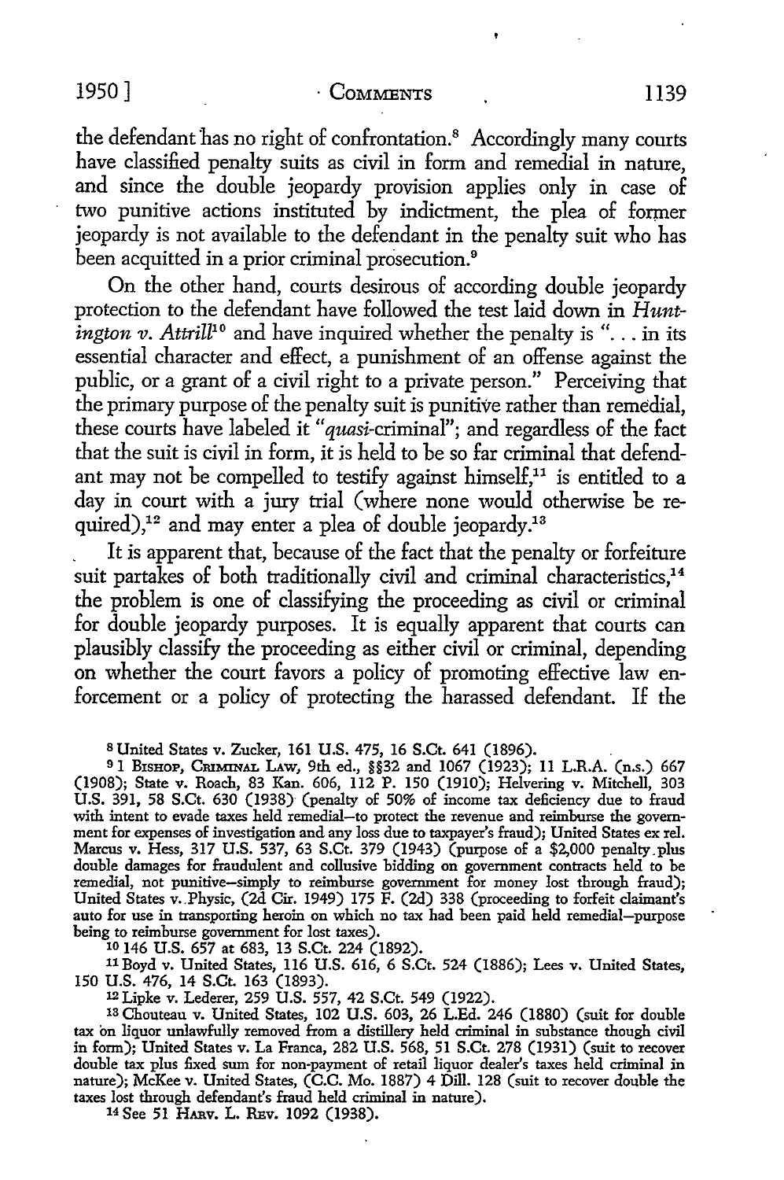the defendant has no right of confrontation.[8] Accordingly many courts have classified penalty suits as civil in form and remedial in nature, and since the double jeopardy provision applies only in case of two punitive actions instituted by indictment, the plea of former jeopardy is not available to the defendant in the penalty suit who has been acquitted in a prior criminal prosecution.[9]

On the other hand, courts desirous of according double jeopardy protection to the defendant have followed the test laid down in *Huntington v. Attrill*[10] and have inquired whether the penalty is "... in its essential character and effect, a punishment of an offense against the public, or a grant of a civil right to a private person." Perceiving that the primary purpose of the penalty suit is punitive rather than remedial, these courts have labeled it "*quasi*-criminal"; and regardless of the fact that the suit is civil in form, it is held to be so far criminal that defendant may not be compelled to testify against himself,[11] is entitled to a day in court with a jury trial (where none would otherwise be required),[12] and may enter a plea of double jeopardy.[13]

It is apparent that, because of the fact that the penalty or forfeiture suit partakes of both traditionally civil and criminal characteristics,[14] the problem is one of classifying the proceeding as civil or criminal for double jeopardy purposes. It is equally apparent that courts can plausibly classify the proceeding as either civil or criminal, depending on whether the court favors a policy of promoting effective law enforcement or a policy of protecting the harassed defendant. If the

---

[8] United States v. Zucker, 161 U.S. 475, 16 S.Ct. 641 (1896).

[9] 1 Bishop, Criminal Law, 9th ed., §§32 and 1067 (1923); 11 L.R.A. (n.s.) 667 (1908); State v. Roach, 83 Kan. 606, 112 P. 150 (1910); Helvering v. Mitchell, 303 U.S. 391, 58 S.Ct. 630 (1938) (penalty of 50% of income tax deficiency due to fraud with intent to evade taxes held remedial—to protect the revenue and reimburse the government for expenses of investigation and any loss due to taxpayer's fraud); United States ex rel. Marcus v. Hess, 317 U.S. 537, 63 S.Ct. 379 (1943) (purpose of a $2,000 penalty plus double damages for fraudulent and collusive bidding on government contracts held to be remedial, not punitive—simply to reimburse government for money lost through fraud); United States v. Physic, (2d Cir. 1949) 175 F. (2d) 338 (proceeding to forfeit claimant's auto for use in transporting heroin on which no tax had been paid held remedial—purpose being to reimburse government for lost taxes).

[10] 146 U.S. 657 at 683, 13 S.Ct. 224 (1892).

[11] Boyd v. United States, 116 U.S. 616, 6 S.Ct. 524 (1886); Lees v. United States, 150 U.S. 476, 14 S.Ct. 163 (1893).

[12] Lipke v. Lederer, 259 U.S. 557, 42 S.Ct. 549 (1922).

[13] Chouteau v. United States, 102 U.S. 603, 26 L.Ed. 246 (1880) (suit for double tax on liquor unlawfully removed from a distillery held criminal in substance though civil in form); United States v. La Franca, 282 U.S. 568, 51 S.Ct. 278 (1931) (suit to recover double tax plus fixed sum for non-payment of retail liquor dealer's taxes held criminal in nature); McKee v. United States, (C.C. Mo. 1887) 4 Dill. 128 (suit to recover double the taxes lost through defendant's fraud held criminal in nature).

[14] See 51 Harv. L. Rev. 1092 (1938).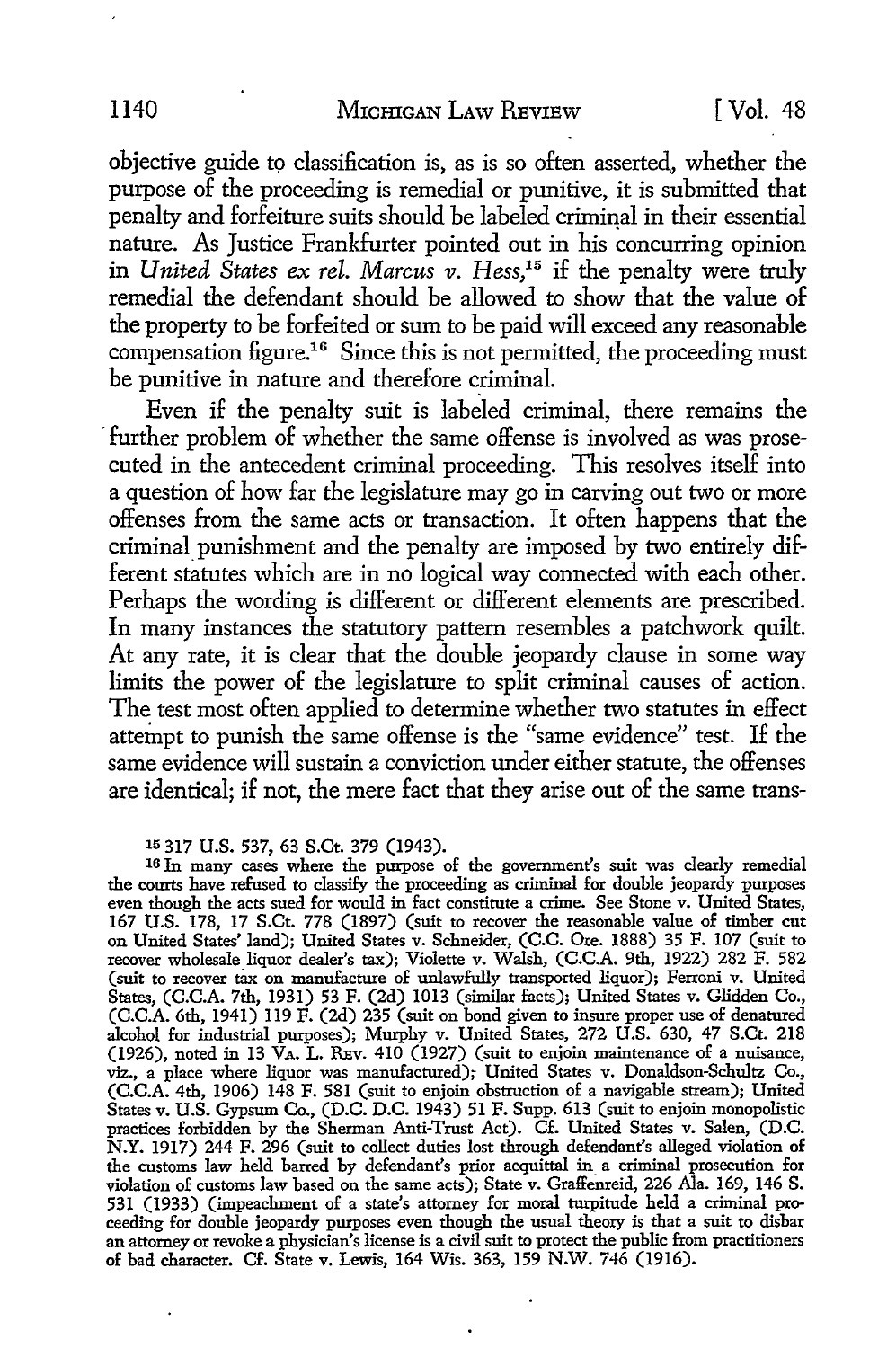objective guide to classification is, as is so often asserted, whether the purpose of the proceeding is remedial or punitive, it is submitted that penalty and forfeiture suits should be labeled criminal in their essential nature. As Justice Frankfurter pointed out in his concurring opinion in *United States ex rel. Marcus v. Hess,*[15] if the penalty were truly remedial the defendant should be allowed to show that the value of the property to be forfeited or sum to be paid will exceed any reasonable compensation figure.[16] Since this is not permitted, the proceeding must be punitive in nature and therefore criminal.

Even if the penalty suit is labeled criminal, there remains the further problem of whether the same offense is involved as was prosecuted in the antecedent criminal proceeding. This resolves itself into a question of how far the legislature may go in carving out two or more offenses from the same acts or transaction. It often happens that the criminal punishment and the penalty are imposed by two entirely different statutes which are in no logical way connected with each other. Perhaps the wording is different or different elements are prescribed. In many instances the statutory pattern resembles a patchwork quilt. At any rate, it is clear that the double jeopardy clause in some way limits the power of the legislature to split criminal causes of action. The test most often applied to determine whether two statutes in effect attempt to punish the same offense is the "same evidence" test. If the same evidence will sustain a conviction under either statute, the offenses are identical; if not, the mere fact that they arise out of the same trans-

[15] 317 U.S. 537, 63 S.Ct. 379 (1943).

[16] In many cases where the purpose of the government's suit was clearly remedial the courts have refused to classify the proceeding as criminal for double jeopardy purposes even though the acts sued for would in fact constitute a crime. See Stone v. United States, 167 U.S. 178, 17 S.Ct. 778 (1897) (suit to recover the reasonable value of timber cut on United States' land); United States v. Schneider, (C.C. Ore. 1888) 35 F. 107 (suit to recover wholesale liquor dealer's tax); Violette v. Walsh, (C.C.A. 9th, 1922) 282 F. 582 (suit to recover tax on manufacture of unlawfully transported liquor); Ferroni v. United States, (C.C.A. 7th, 1931) 53 F. (2d) 1013 (similar facts); United States v. Glidden Co., (C.C.A. 6th, 1941) 119 F. (2d) 235 (suit on bond given to insure proper use of denatured alcohol for industrial purposes); Murphy v. United States, 272 U.S. 630, 47 S.Ct. 218 (1926), noted in 13 VA. L. REV. 410 (1927) (suit to enjoin maintenance of a nuisance, viz., a place where liquor was manufactured); United States v. Donaldson-Schultz Co., (C.C.A. 4th, 1906) 148 F. 581 (suit to enjoin obstruction of a navigable stream); United States v. U.S. Gypsum Co., (D.C. D.C. 1943) 51 F. Supp. 613 (suit to enjoin monopolistic practices forbidden by the Sherman Anti-Trust Act). Cf. United States v. Salen, (D.C. N.Y. 1917) 244 F. 296 (suit to collect duties lost through defendant's alleged violation of the customs law held barred by defendant's prior acquittal in a criminal prosecution for violation of customs law based on the same acts); State v. Graffenreid, 226 Ala. 169, 146 S. 531 (1933) (impeachment of a state's attorney for moral turpitude held a criminal proceeding for double jeopardy purposes even though the usual theory is that a suit to disbar an attorney or revoke a physician's license is a civil suit to protect the public from practitioners of bad character. Cf. State v. Lewis, 164 Wis. 363, 159 N.W. 746 (1916).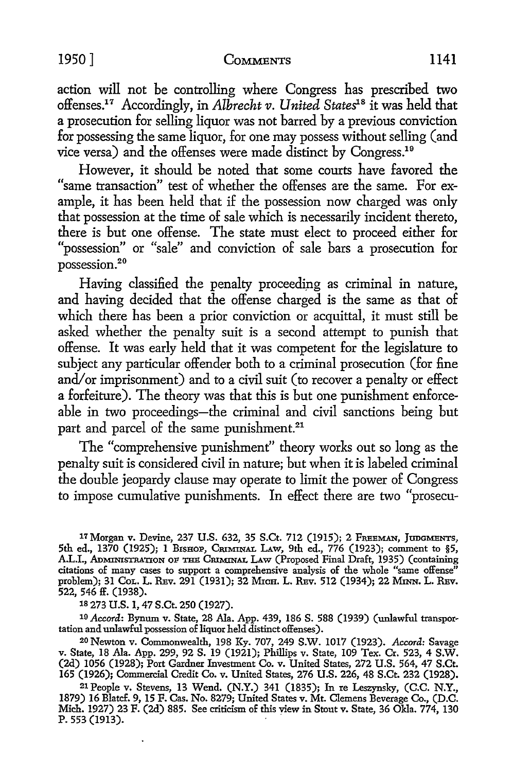action will not be controlling where Congress has prescribed two offenses.[17] Accordingly, in *Albrecht v. United States*[18] it was held that a prosecution for selling liquor was not barred by a previous conviction for possessing the same liquor, for one may possess without selling (and vice versa) and the offenses were made distinct by Congress.[19]

However, it should be noted that some courts have favored the "same transaction" test of whether the offenses are the same. For example, it has been held that if the possession now charged was only that possession at the time of sale which is necessarily incident thereto, there is but one offense. The state must elect to proceed either for "possession" or "sale" and conviction of sale bars a prosecution for possession.[20]

Having classified the penalty proceeding as criminal in nature, and having decided that the offense charged is the same as that of which there has been a prior conviction or acquittal, it must still be asked whether the penalty suit is a second attempt to punish that offense. It was early held that it was competent for the legislature to subject any particular offender both to a criminal prosecution (for fine and/or imprisonment) and to a civil suit (to recover a penalty or effect a forfeiture). The theory was that this is but one punishment enforceable in two proceedings—the criminal and civil sanctions being but part and parcel of the same punishment.[21]

The "comprehensive punishment" theory works out so long as the penalty suit is considered civil in nature; but when it is labeled criminal the double jeopardy clause may operate to limit the power of Congress to impose cumulative punishments. In effect there are two "prosecu-

[17] Morgan v. Devine, 237 U.S. 632, 35 S.Ct. 712 (1915); 2 FREEMAN, JUDGMENTS, 5th ed., 1370 (1925); 1 BISHOP, CRIMINAL LAW, 9th ed., 776 (1923); comment to §5, A.L.I., ADMINISTRATION OF THE CRIMINAL LAW (Proposed Final Draft, 1935) (containing citations of many cases to support a comprehensive analysis of the whole "same offense" problem); 31 COL. L. REV. 291 (1931); 32 MICH. L. REV. 512 (1934); 22 MINN. L. REV. 522, 546 ff. (1938).

[18] 273 U.S. 1, 47 S.Ct. 250 (1927).

[19] *Accord:* Bynum v. State, 28 Ala. App. 439, 186 S. 588 (1939) (unlawful transportation and unlawful possession of liquor held distinct offenses).

[20] Newton v. Commonwealth, 198 Ky. 707, 249 S.W. 1017 (1923). *Accord:* Savage v. State, 18 Ala. App. 299, 92 S. 19 (1921); Phillips v. State, 109 Tex. Cr. 523, 4 S.W. (2d) 1056 (1928); Port Gardner Investment Co. v. United States, 272 U.S. 564, 47 S.Ct. 165 (1926); Commercial Credit Co. v. United States, 276 U.S. 226, 48 S.Ct. 232 (1928).

[21] People v. Stevens, 13 Wend. (N.Y.) 341 (1835); In re Leszynsky, (C.C. N.Y., 1879) 16 Blatcf. 9, 15 F. Cas. No. 8279; United States v. Mt. Clemens Beverage Co., (D.C. Mich. 1927) 23 F. (2d) 885. See criticism of this view in Stout v. State, 36 Okla. 774, 130 P. 553 (1913).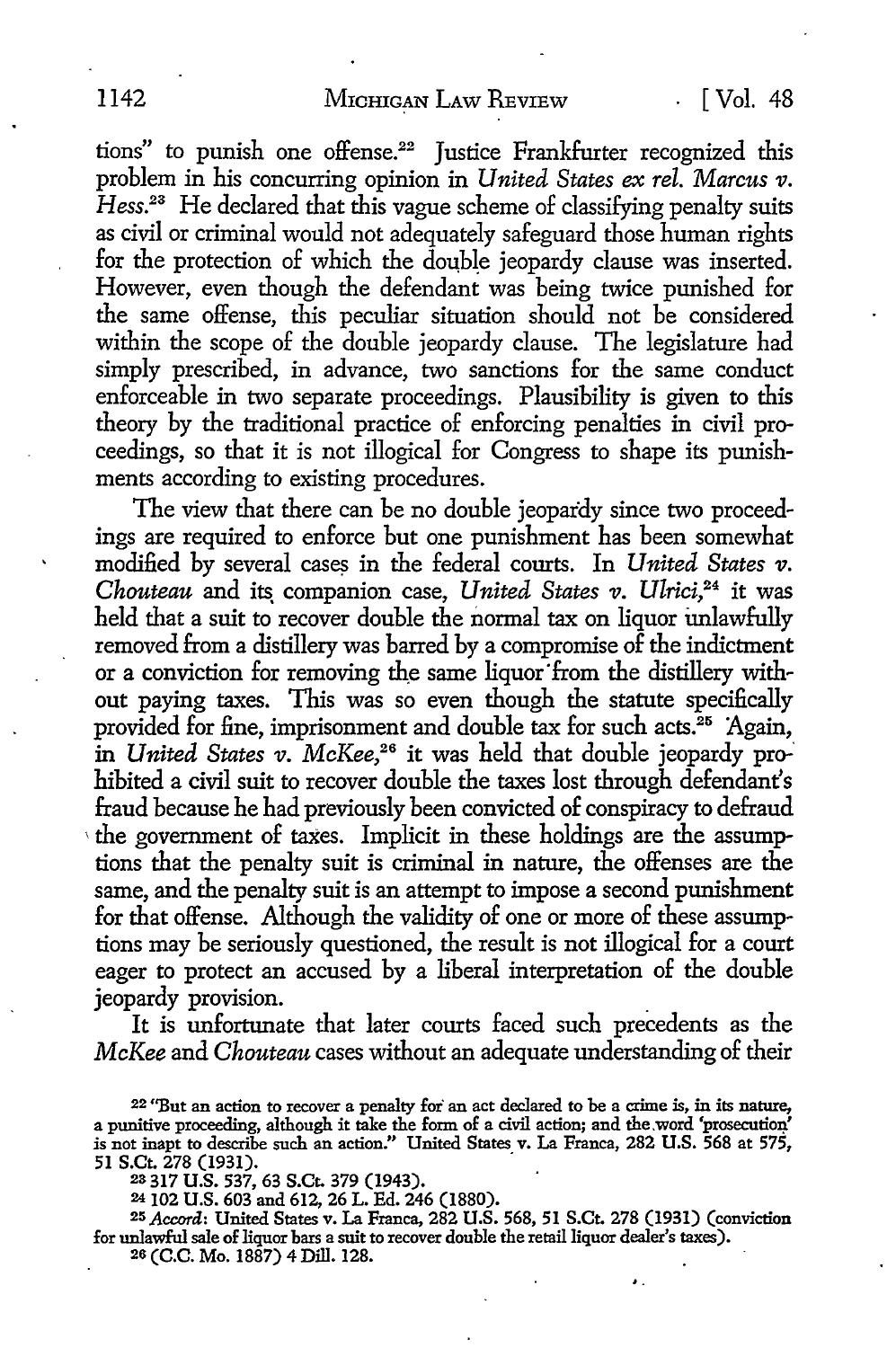tions" to punish one offense.[22] Justice Frankfurter recognized this problem in his concurring opinion in *United States ex rel. Marcus v. Hess*.[23] He declared that this vague scheme of classifying penalty suits as civil or criminal would not adequately safeguard those human rights for the protection of which the double jeopardy clause was inserted. However, even though the defendant was being twice punished for the same offense, this peculiar situation should not be considered within the scope of the double jeopardy clause. The legislature had simply prescribed, in advance, two sanctions for the same conduct enforceable in two separate proceedings. Plausibility is given to this theory by the traditional practice of enforcing penalties in civil proceedings, so that it is not illogical for Congress to shape its punishments according to existing procedures.

The view that there can be no double jeopardy since two proceedings are required to enforce but one punishment has been somewhat modified by several cases in the federal courts. In *United States v. Chouteau* and its companion case, *United States v. Ulrici*,[24] it was held that a suit to recover double the normal tax on liquor unlawfully removed from a distillery was barred by a compromise of the indictment or a conviction for removing the same liquor from the distillery without paying taxes. This was so even though the statute specifically provided for fine, imprisonment and double tax for such acts.[25] Again, in *United States v. McKee*,[26] it was held that double jeopardy prohibited a civil suit to recover double the taxes lost through defendant's fraud because he had previously been convicted of conspiracy to defraud the government of taxes. Implicit in these holdings are the assumptions that the penalty suit is criminal in nature, the offenses are the same, and the penalty suit is an attempt to impose a second punishment for that offense. Although the validity of one or more of these assumptions may be seriously questioned, the result is not illogical for a court eager to protect an accused by a liberal interpretation of the double jeopardy provision.

It is unfortunate that later courts faced such precedents as the *McKee* and *Chouteau* cases without an adequate understanding of their

[22] "But an action to recover a penalty for an act declared to be a crime is, in its nature, a punitive proceeding, although it take the form of a civil action; and the word 'prosecution' is not inapt to describe such an action." United States v. La Franca, 282 U.S. 568 at 575, 51 S.Ct. 278 (1931).

[23] 317 U.S. 537, 63 S.Ct. 379 (1943).

[24] 102 U.S. 603 and 612, 26 L. Ed. 246 (1880).

[25] *Accord*: United States v. La Franca, 282 U.S. 568, 51 S.Ct. 278 (1931) (conviction for unlawful sale of liquor bars a suit to recover double the retail liquor dealer's taxes).

[26] (C.C. Mo. 1887) 4 Dill. 128.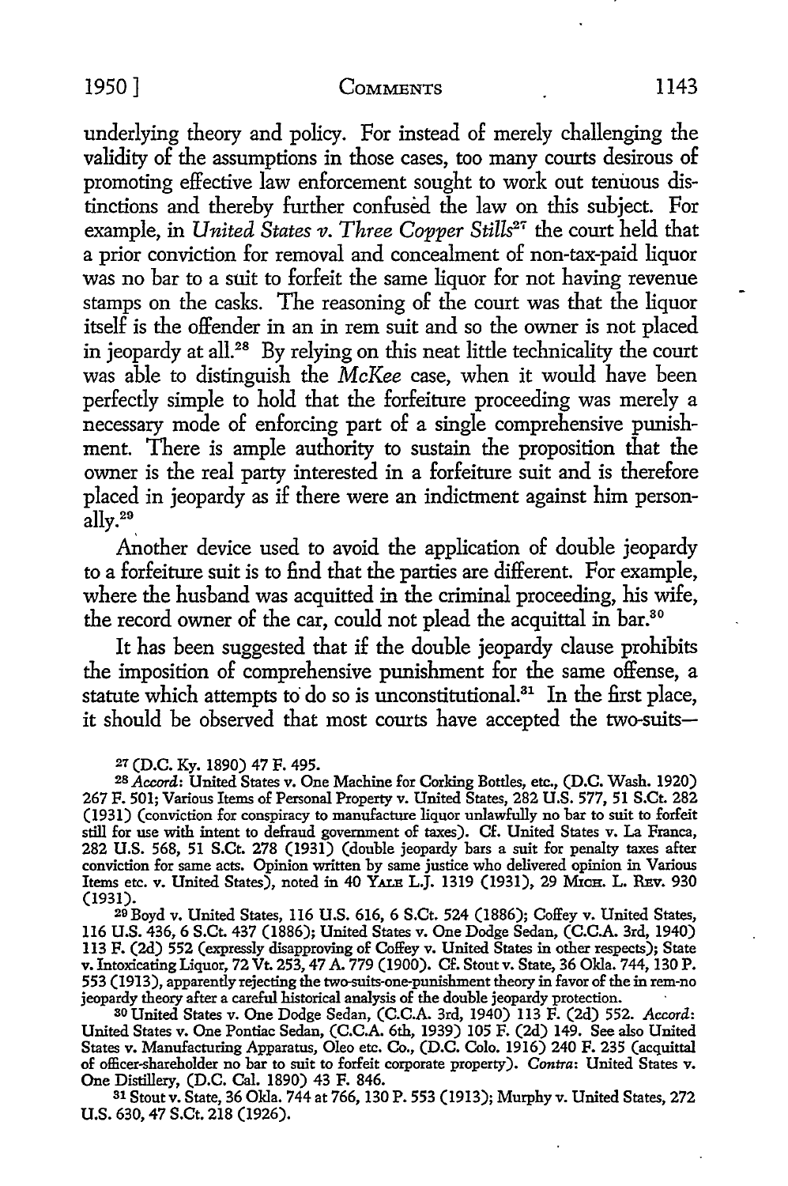underlying theory and policy. For instead of merely challenging the validity of the assumptions in those cases, too many courts desirous of promoting effective law enforcement sought to work out tenuous distinctions and thereby further confused the law on this subject. For example, in *United States v. Three Copper Stills*[27] the court held that a prior conviction for removal and concealment of non-tax-paid liquor was no bar to a suit to forfeit the same liquor for not having revenue stamps on the casks. The reasoning of the court was that the liquor itself is the offender in an in rem suit and so the owner is not placed in jeopardy at all.[28] By relying on this neat little technicality the court was able to distinguish the *McKee* case, when it would have been perfectly simple to hold that the forfeiture proceeding was merely a necessary mode of enforcing part of a single comprehensive punishment. There is ample authority to sustain the proposition that the owner is the real party interested in a forfeiture suit and is therefore placed in jeopardy as if there were an indictment against him personally.[29]

Another device used to avoid the application of double jeopardy to a forfeiture suit is to find that the parties are different. For example, where the husband was acquitted in the criminal proceeding, his wife, the record owner of the car, could not plead the acquittal in bar.[30]

It has been suggested that if the double jeopardy clause prohibits the imposition of comprehensive punishment for the same offense, a statute which attempts to do so is unconstitutional.[31] In the first place, it should be observed that most courts have accepted the two-suits—

[27] (D.C. Ky. 1890) 47 F. 495.

[28] *Accord*: United States v. One Machine for Corking Bottles, etc., (D.C. Wash. 1920) 267 F. 501; Various Items of Personal Property v. United States, 282 U.S. 577, 51 S.Ct. 282 (1931) (conviction for conspiracy to manufacture liquor unlawfully no bar to suit to forfeit still for use with intent to defraud government of taxes). Cf. United States v. La Franca, 282 U.S. 568, 51 S.Ct. 278 (1931) (double jeopardy bars a suit for penalty taxes after conviction for same acts. Opinion written by same justice who delivered opinion in Various Items etc. v. United States), noted in 40 YALE L.J. 1319 (1931), 29 MICH. L. REV. 930 (1931).

[29] Boyd v. United States, 116 U.S. 616, 6 S.Ct. 524 (1886); Coffey v. United States, 116 U.S. 436, 6 S.Ct. 437 (1886); United States v. One Dodge Sedan, (C.C.A. 3rd, 1940) 113 F. (2d) 552 (expressly disapproving of Coffey v. United States in other respects); State v. Intoxicating Liquor, 72 Vt. 253, 47 A. 779 (1900). Cf. Stout v. State, 36 Okla. 744, 130 P. 553 (1913), apparently rejecting the two-suits-one-punishment theory in favor of the in rem-no jeopardy theory after a careful historical analysis of the double jeopardy protection.

[30] United States v. One Dodge Sedan, (C.C.A. 3rd, 1940) 113 F. (2d) 552. *Accord*: United States v. One Pontiac Sedan, (C.C.A. 6th, 1939) 105 F. (2d) 149. See also United States v. Manufacturing Apparatus, Oleo etc. Co., (D.C. Colo. 1916) 240 F. 235 (acquittal of officer-shareholder no bar to suit to forfeit corporate property). *Contra*: United States v. One Distillery, (D.C. Cal. 1890) 43 F. 846.

[31] Stout v. State, 36 Okla. 744 at 766, 130 P. 553 (1913); Murphy v. United States, 272 U.S. 630, 47 S.Ct. 218 (1926).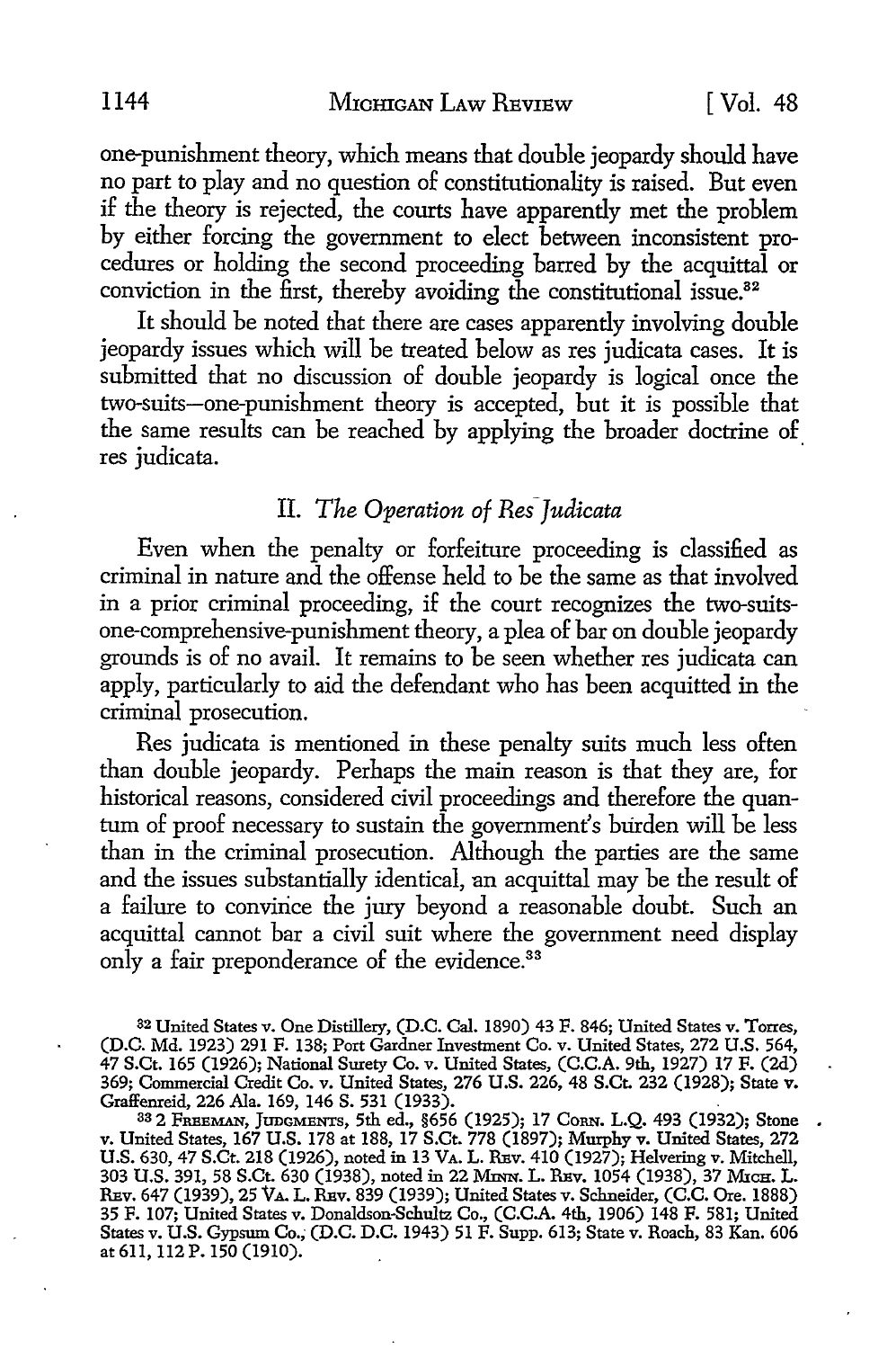one-punishment theory, which means that double jeopardy should have no part to play and no question of constitutionality is raised. But even if the theory is rejected, the courts have apparently met the problem by either forcing the government to elect between inconsistent procedures or holding the second proceeding barred by the acquittal or conviction in the first, thereby avoiding the constitutional issue.[32]

It should be noted that there are cases apparently involving double jeopardy issues which will be treated below as res judicata cases. It is submitted that no discussion of double jeopardy is logical once the two-suits—one-punishment theory is accepted, but it is possible that the same results can be reached by applying the broader doctrine of res judicata.

## II. *The Operation of Res Judicata*

Even when the penalty or forfeiture proceeding is classified as criminal in nature and the offense held to be the same as that involved in a prior criminal proceeding, if the court recognizes the two-suits-one-comprehensive-punishment theory, a plea of bar on double jeopardy grounds is of no avail. It remains to be seen whether res judicata can apply, particularly to aid the defendant who has been acquitted in the criminal prosecution.

Res judicata is mentioned in these penalty suits much less often than double jeopardy. Perhaps the main reason is that they are, for historical reasons, considered civil proceedings and therefore the quantum of proof necessary to sustain the government's burden will be less than in the criminal prosecution. Although the parties are the same and the issues substantially identical, an acquittal may be the result of a failure to convince the jury beyond a reasonable doubt. Such an acquittal cannot bar a civil suit where the government need display only a fair preponderance of the evidence.[33]

---

[32] United States v. One Distillery, (D.C. Cal. 1890) 43 F. 846; United States v. Torres, (D.C. Md. 1923) 291 F. 138; Port Gardner Investment Co. v. United States, 272 U.S. 564, 47 S.Ct. 165 (1926); National Surety Co. v. United States, (C.C.A. 9th, 1927) 17 F. (2d) 369; Commercial Credit Co. v. United States, 276 U.S. 226, 48 S.Ct. 232 (1928); State v. Graffenreid, 226 Ala. 169, 146 S. 531 (1933).

[33] 2 FREEMAN, JUDGMENTS, 5th ed., §656 (1925); 17 CORN. L.Q. 493 (1932); Stone v. United States, 167 U.S. 178 at 188, 17 S.Ct. 778 (1897); Murphy v. United States, 272 U.S. 630, 47 S.Ct. 218 (1926), noted in 13 VA. L. REV. 410 (1927); Helvering v. Mitchell, 303 U.S. 391, 58 S.Ct. 630 (1938), noted in 22 MINN. L. REV. 1054 (1938), 37 MICH. L. REV. 647 (1939), 25 VA. L. REV. 839 (1939); United States v. Schneider, (C.C. Ore. 1888) 35 F. 107; United States v. Donaldson-Schultz Co., (C.C.A. 4th, 1906) 148 F. 581; United States v. U.S. Gypsum Co., (D.C. D.C. 1943) 51 F. Supp. 613; State v. Roach, 83 Kan. 606 at 611, 112 P. 150 (1910).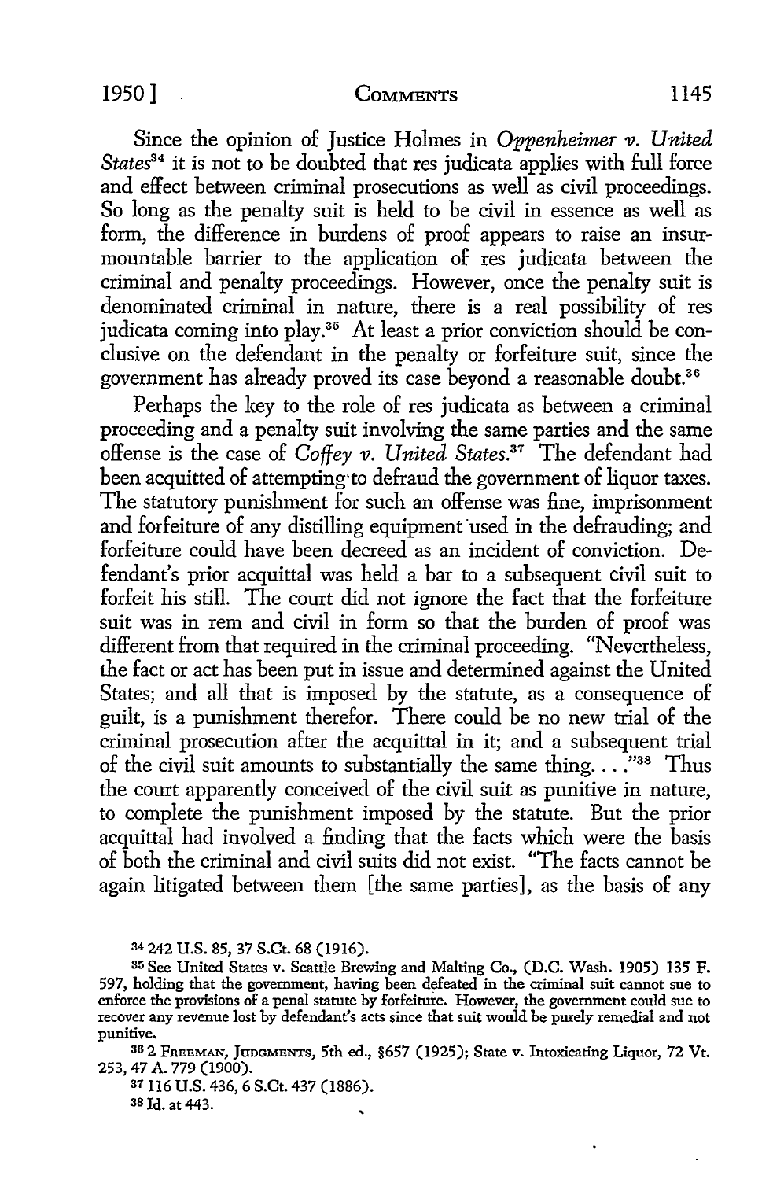Since the opinion of Justice Holmes in *Oppenheimer v. United States*[34] it is not to be doubted that res judicata applies with full force and effect between criminal prosecutions as well as civil proceedings. So long as the penalty suit is held to be civil in essence as well as form, the difference in burdens of proof appears to raise an insurmountable barrier to the application of res judicata between the criminal and penalty proceedings. However, once the penalty suit is denominated criminal in nature, there is a real possibility of res judicata coming into play.[35] At least a prior conviction should be conclusive on the defendant in the penalty or forfeiture suit, since the government has already proved its case beyond a reasonable doubt.[36]

Perhaps the key to the role of res judicata as between a criminal proceeding and a penalty suit involving the same parties and the same offense is the case of *Coffey v. United States*.[37] The defendant had been acquitted of attempting to defraud the government of liquor taxes. The statutory punishment for such an offense was fine, imprisonment and forfeiture of any distilling equipment used in the defrauding; and forfeiture could have been decreed as an incident of conviction. Defendant's prior acquittal was held a bar to a subsequent civil suit to forfeit his still. The court did not ignore the fact that the forfeiture suit was in rem and civil in form so that the burden of proof was different from that required in the criminal proceeding. "Nevertheless, the fact or act has been put in issue and determined against the United States; and all that is imposed by the statute, as a consequence of guilt, is a punishment therefor. There could be no new trial of the criminal prosecution after the acquittal in it; and a subsequent trial of the civil suit amounts to substantially the same thing. . . ."[38] Thus the court apparently conceived of the civil suit as punitive in nature, to complete the punishment imposed by the statute. But the prior acquittal had involved a finding that the facts which were the basis of both the criminal and civil suits did not exist. "The facts cannot be again litigated between them [the same parties], as the basis of any

---

[34] 242 U.S. 85, 37 S.Ct. 68 (1916).

[35] See United States v. Seattle Brewing and Malting Co., (D.C. Wash. 1905) 135 F. 597, holding that the government, having been defeated in the criminal suit cannot sue to enforce the provisions of a penal statute by forfeiture. However, the government could sue to recover any revenue lost by defendant's acts since that suit would be purely remedial and not punitive.

[36] 2 FREEMAN, JUDGMENTS, 5th ed., §657 (1925); State v. Intoxicating Liquor, 72 Vt. 253, 47 A. 779 (1900).

[37] 116 U.S. 436, 6 S.Ct. 437 (1886).

[38] Id. at 443.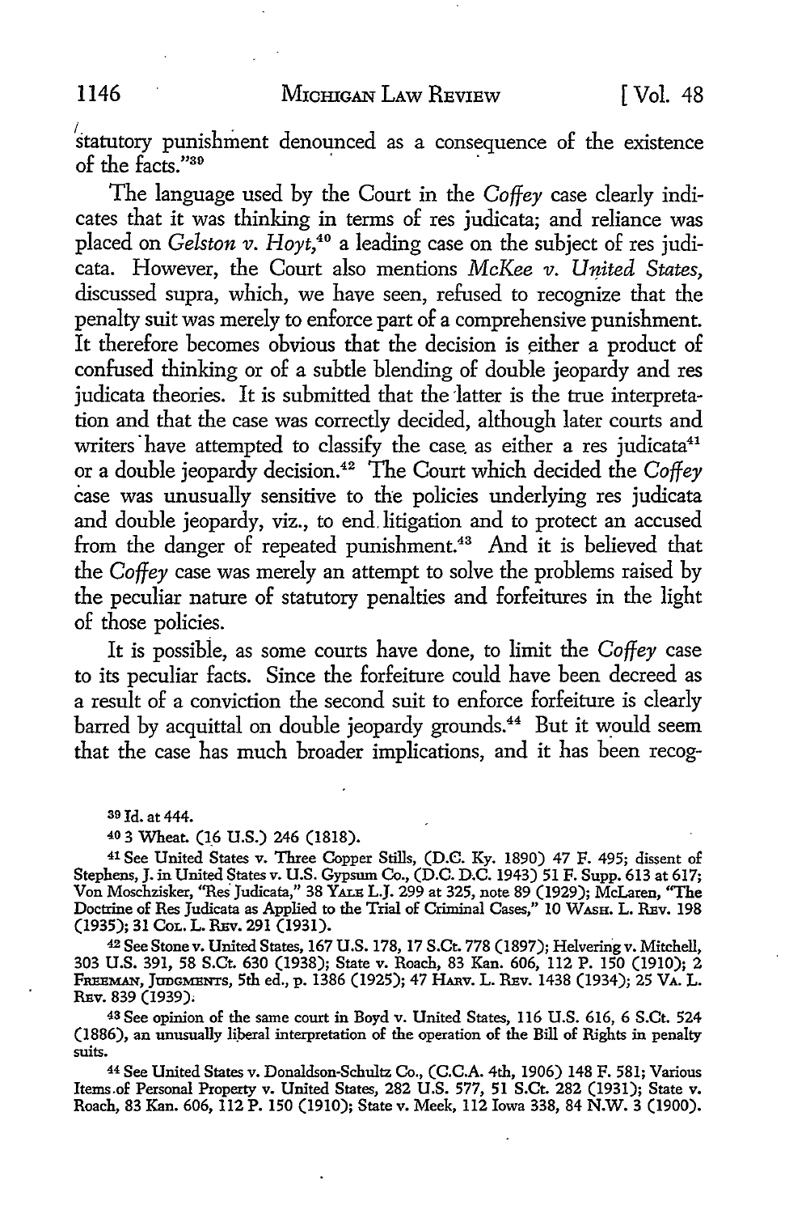statutory punishment denounced as a consequence of the existence of the facts."[39]

The language used by the Court in the *Coffey* case clearly indicates that it was thinking in terms of res judicata; and reliance was placed on *Gelston v. Hoyt*,[40] a leading case on the subject of res judicata. However, the Court also mentions *McKee v. United States*, discussed supra, which, we have seen, refused to recognize that the penalty suit was merely to enforce part of a comprehensive punishment. It therefore becomes obvious that the decision is either a product of confused thinking or of a subtle blending of double jeopardy and res judicata theories. It is submitted that the latter is the true interpretation and that the case was correctly decided, although later courts and writers have attempted to classify the case as either a res judicata[41] or a double jeopardy decision.[42] The Court which decided the *Coffey* case was unusually sensitive to the policies underlying res judicata and double jeopardy, viz., to end litigation and to protect an accused from the danger of repeated punishment.[43] And it is believed that the *Coffey* case was merely an attempt to solve the problems raised by the peculiar nature of statutory penalties and forfeitures in the light of those policies.

It is possible, as some courts have done, to limit the *Coffey* case to its peculiar facts. Since the forfeiture could have been decreed as a result of a conviction the second suit to enforce forfeiture is clearly barred by acquittal on double jeopardy grounds.[44] But it would seem that the case has much broader implications, and it has been recog-

---

[39] Id. at 444.

[40] 3 Wheat. (16 U.S.) 246 (1818).

[41] See United States v. Three Copper Stills, (D.C. Ky. 1890) 47 F. 495; dissent of Stephens, J. in United States v. U.S. Gypsum Co., (D.C. D.C. 1943) 51 F. Supp. 613 at 617; Von Moschzisker, "Res Judicata," 38 YALE L.J. 299 at 325, note 89 (1929); McLaren, "The Doctrine of Res Judicata as Applied to the Trial of Criminal Cases," 10 WASH. L. REV. 198 (1935); 31 COL. L. REV. 291 (1931).

[42] See Stone v. United States, 167 U.S. 178, 17 S.Ct. 778 (1897); Helvering v. Mitchell, 303 U.S. 391, 58 S.Ct. 630 (1938); State v. Roach, 83 Kan. 606, 112 P. 150 (1910); 2 FREEMAN, JUDGMENTS, 5th ed., p. 1386 (1925); 47 HARV. L. REV. 1438 (1934); 25 VA. L. REV. 839 (1939).

[43] See opinion of the same court in Boyd v. United States, 116 U.S. 616, 6 S.Ct. 524 (1886), an unusually liberal interpretation of the operation of the Bill of Rights in penalty suits.

[44] See United States v. Donaldson-Schultz Co., (C.C.A. 4th, 1906) 148 F. 581; Various Items of Personal Property v. United States, 282 U.S. 577, 51 S.Ct. 282 (1931); State v. Roach, 83 Kan. 606, 112 P. 150 (1910); State v. Meek, 112 Iowa 338, 84 N.W. 3 (1900).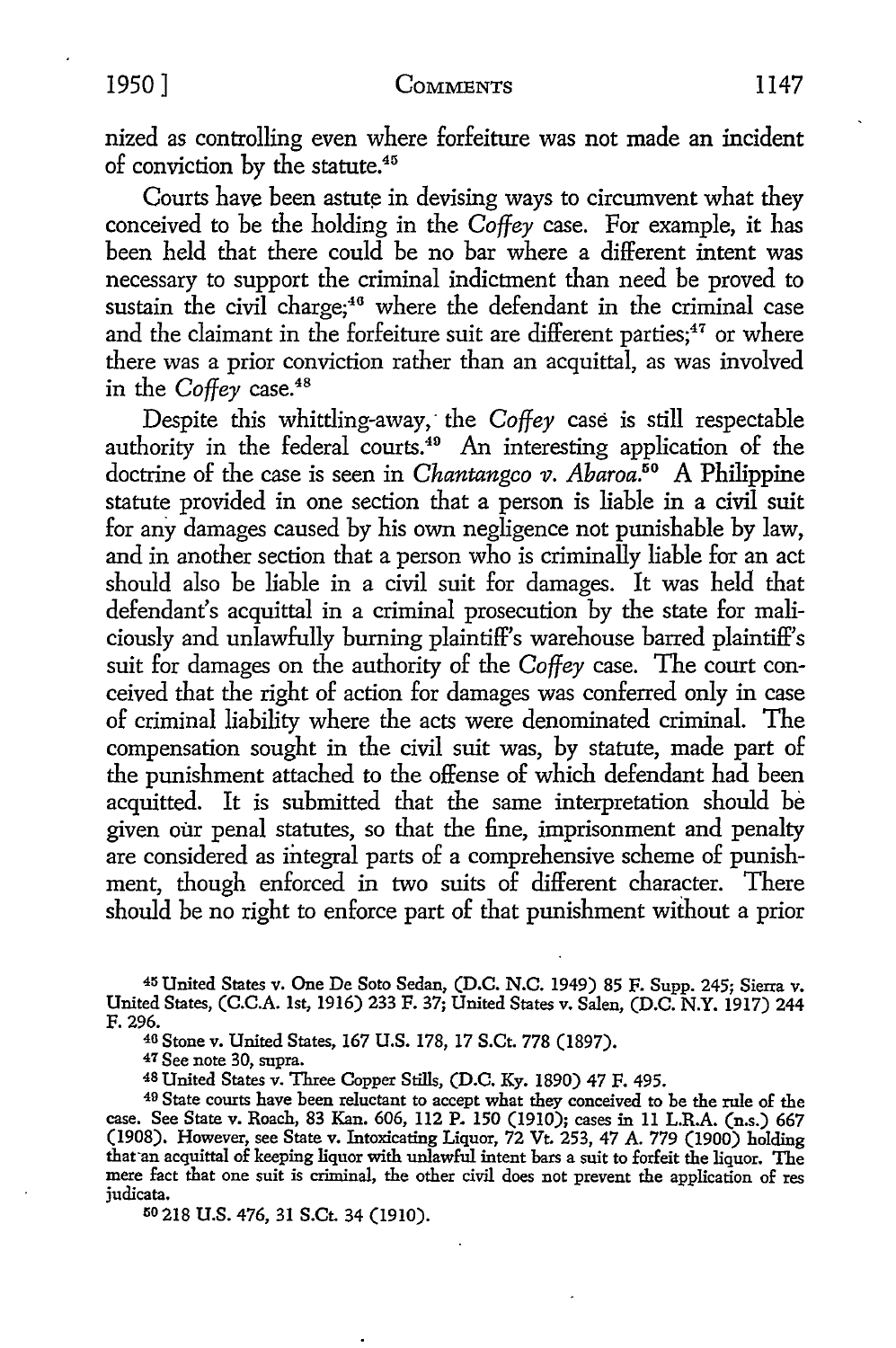nized as controlling even where forfeiture was not made an incident of conviction by the statute.[45]

Courts have been astute in devising ways to circumvent what they conceived to be the holding in the *Coffey* case. For example, it has been held that there could be no bar where a different intent was necessary to support the criminal indictment than need be proved to sustain the civil charge;[46] where the defendant in the criminal case and the claimant in the forfeiture suit are different parties;[47] or where there was a prior conviction rather than an acquittal, as was involved in the *Coffey* case.[48]

Despite this whittling-away, the *Coffey* case is still respectable authority in the federal courts.[49] An interesting application of the doctrine of the case is seen in *Chantangco v. Abaroa*.[50] A Philippine statute provided in one section that a person is liable in a civil suit for any damages caused by his own negligence not punishable by law, and in another section that a person who is criminally liable for an act should also be liable in a civil suit for damages. It was held that defendant's acquittal in a criminal prosecution by the state for maliciously and unlawfully burning plaintiff's warehouse barred plaintiff's suit for damages on the authority of the *Coffey* case. The court conceived that the right of action for damages was conferred only in case of criminal liability where the acts were denominated criminal. The compensation sought in the civil suit was, by statute, made part of the punishment attached to the offense of which defendant had been acquitted. It is submitted that the same interpretation should be given our penal statutes, so that the fine, imprisonment and penalty are considered as integral parts of a comprehensive scheme of punishment, though enforced in two suits of different character. There should be no right to enforce part of that punishment without a prior

[45] United States v. One De Soto Sedan, (D.C. N.C. 1949) 85 F. Supp. 245; Sierra v. United States, (C.C.A. 1st, 1916) 233 F. 37; United States v. Salen, (D.C. N.Y. 1917) 244 F. 296.

[46] Stone v. United States, 167 U.S. 178, 17 S.Ct. 778 (1897).

[47] See note 30, supra.

[48] United States v. Three Copper Stills, (D.C. Ky. 1890) 47 F. 495.

[49] State courts have been reluctant to accept what they conceived to be the rule of the case. See State v. Roach, 83 Kan. 606, 112 P. 150 (1910); cases in 11 L.R.A. (n.s.) 667 (1908). However, see State v. Intoxicating Liquor, 72 Vt. 253, 47 A. 779 (1900) holding that an acquittal of keeping liquor with unlawful intent bars a suit to forfeit the liquor. The mere fact that one suit is criminal, the other civil does not prevent the application of res judicata.

[50] 218 U.S. 476, 31 S.Ct. 34 (1910).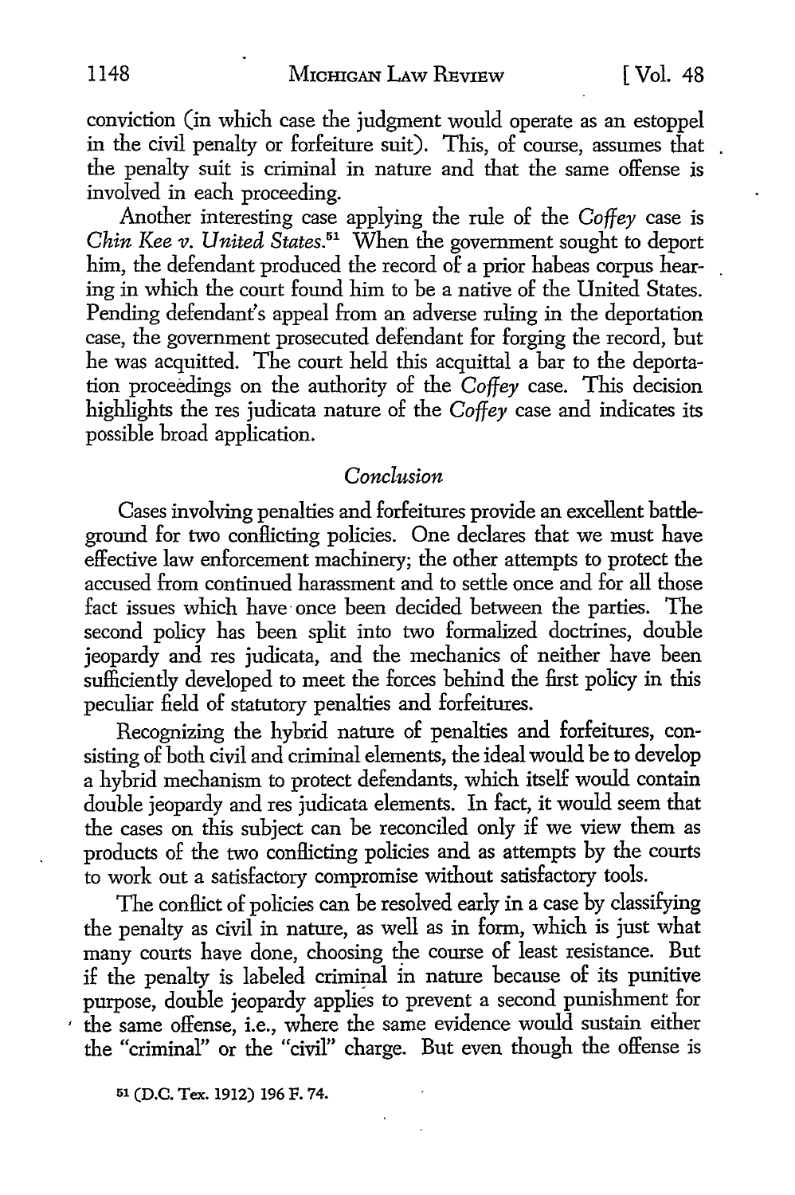conviction (in which case the judgment would operate as an estoppel in the civil penalty or forfeiture suit). This, of course, assumes that the penalty suit is criminal in nature and that the same offense is involved in each proceeding.

Another interesting case applying the rule of the *Coffey* case is *Chin Kee v. United States*.[51] When the government sought to deport him, the defendant produced the record of a prior habeas corpus hearing in which the court found him to be a native of the United States. Pending defendant's appeal from an adverse ruling in the deportation case, the government prosecuted defendant for forging the record, but he was acquitted. The court held this acquittal a bar to the deportation proceedings on the authority of the *Coffey* case. This decision highlights the res judicata nature of the *Coffey* case and indicates its possible broad application.

### *Conclusion*

Cases involving penalties and forfeitures provide an excellent battleground for two conflicting policies. One declares that we must have effective law enforcement machinery; the other attempts to protect the accused from continued harassment and to settle once and for all those fact issues which have once been decided between the parties. The second policy has been split into two formalized doctrines, double jeopardy and res judicata, and the mechanics of neither have been sufficiently developed to meet the forces behind the first policy in this peculiar field of statutory penalties and forfeitures.

Recognizing the hybrid nature of penalties and forfeitures, consisting of both civil and criminal elements, the ideal would be to develop a hybrid mechanism to protect defendants, which itself would contain double jeopardy and res judicata elements. In fact, it would seem that the cases on this subject can be reconciled only if we view them as products of the two conflicting policies and as attempts by the courts to work out a satisfactory compromise without satisfactory tools.

The conflict of policies can be resolved early in a case by classifying the penalty as civil in nature, as well as in form, which is just what many courts have done, choosing the course of least resistance. But if the penalty is labeled criminal in nature because of its punitive purpose, double jeopardy applies to prevent a second punishment for the same offense, i.e., where the same evidence would sustain either the "criminal" or the "civil" charge. But even though the offense is

[51] (D.C. Tex. 1912) 196 F. 74.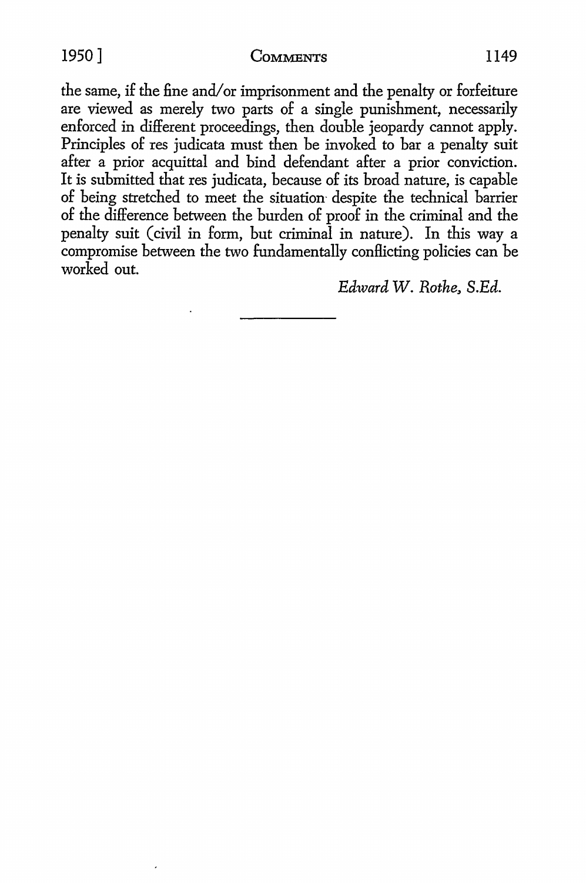the same, if the fine and/or imprisonment and the penalty or forfeiture are viewed as merely two parts of a single punishment, necessarily enforced in different proceedings, then double jeopardy cannot apply. Principles of res judicata must then be invoked to bar a penalty suit after a prior acquittal and bind defendant after a prior conviction. It is submitted that res judicata, because of its broad nature, is capable of being stretched to meet the situation despite the technical barrier of the difference between the burden of proof in the criminal and the penalty suit (civil in form, but criminal in nature). In this way a compromise between the two fundamentally conflicting policies can be worked out.

*Edward W. Rothe, S.Ed.*